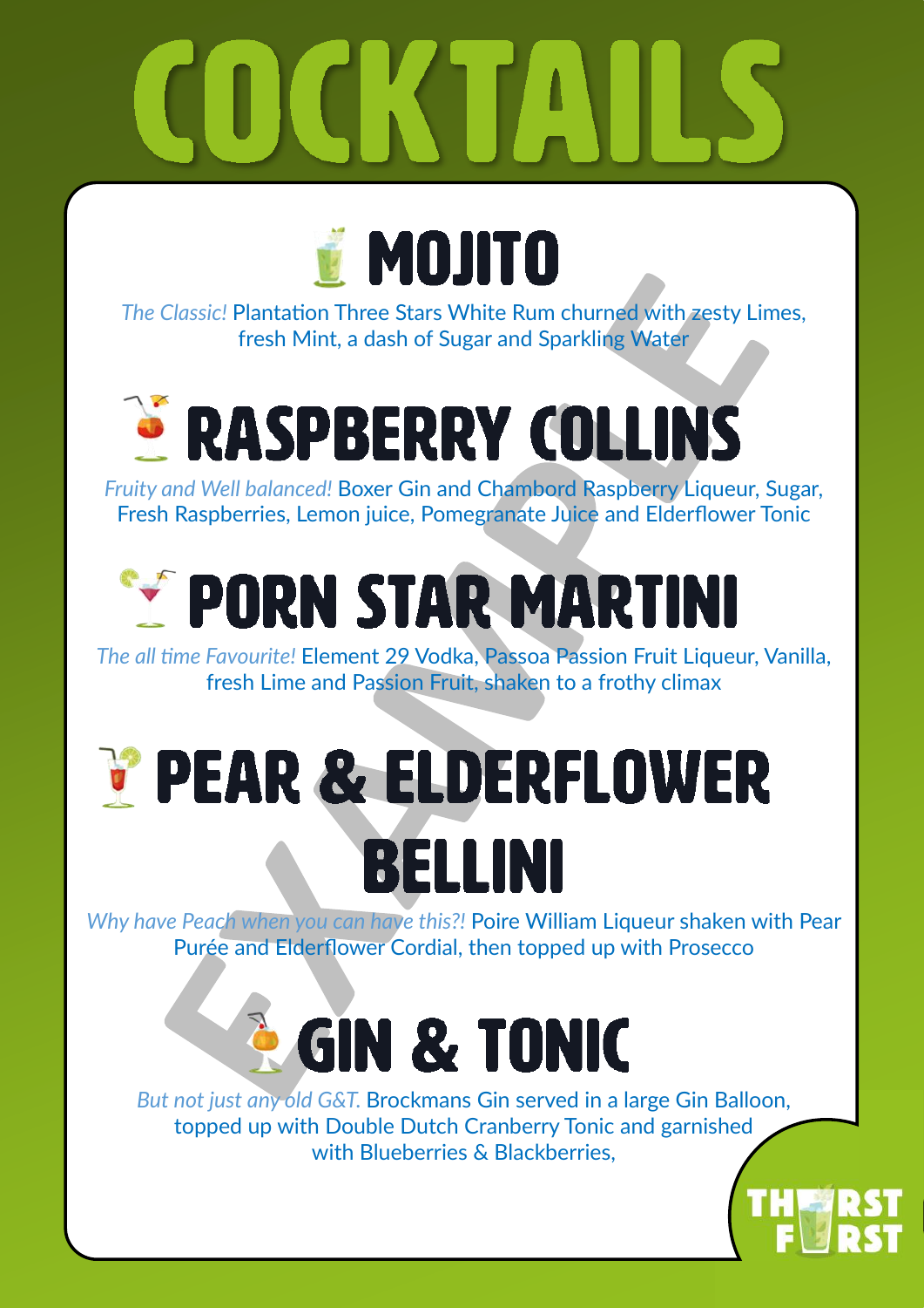# COCKTAILS

## MOJITO

*The Classic!* Plantation Three Stars White Rum churned with zesty Limes, fresh Mint, a dash of Sugar and Sparkling Water

## RASPBERRY COLLINS

*Fruity and Well balanced!* Boxer Gin and Chambord Raspberry Liqueur, Sugar, Fresh Raspberries, Lemon juice, Pomegranate Juice and Elderflower Tonic

## PORN STAR MARTINI

*The all time Favourite!* Element 29 Vodka, Passoa Passion Fruit Liqueur, Vanilla, fresh Lime and Passion Fruit, shaken to a frothy climax

## PEAR & ELDERFLOWER BELLINI

*Why have Peach when you can have this?!* Poire William Liqueur shaken with Pear Purée and Elderflower Cordial, then topped up with Prosecco

## GIN & TONIC

*But not just any old G&T.* Brockmans Gin served in a large Gin Balloon, topped up with Double Dutch Cranberry Tonic and garnished with Blueberries & Blackberries,

EXAMPLE

THIRST FIRST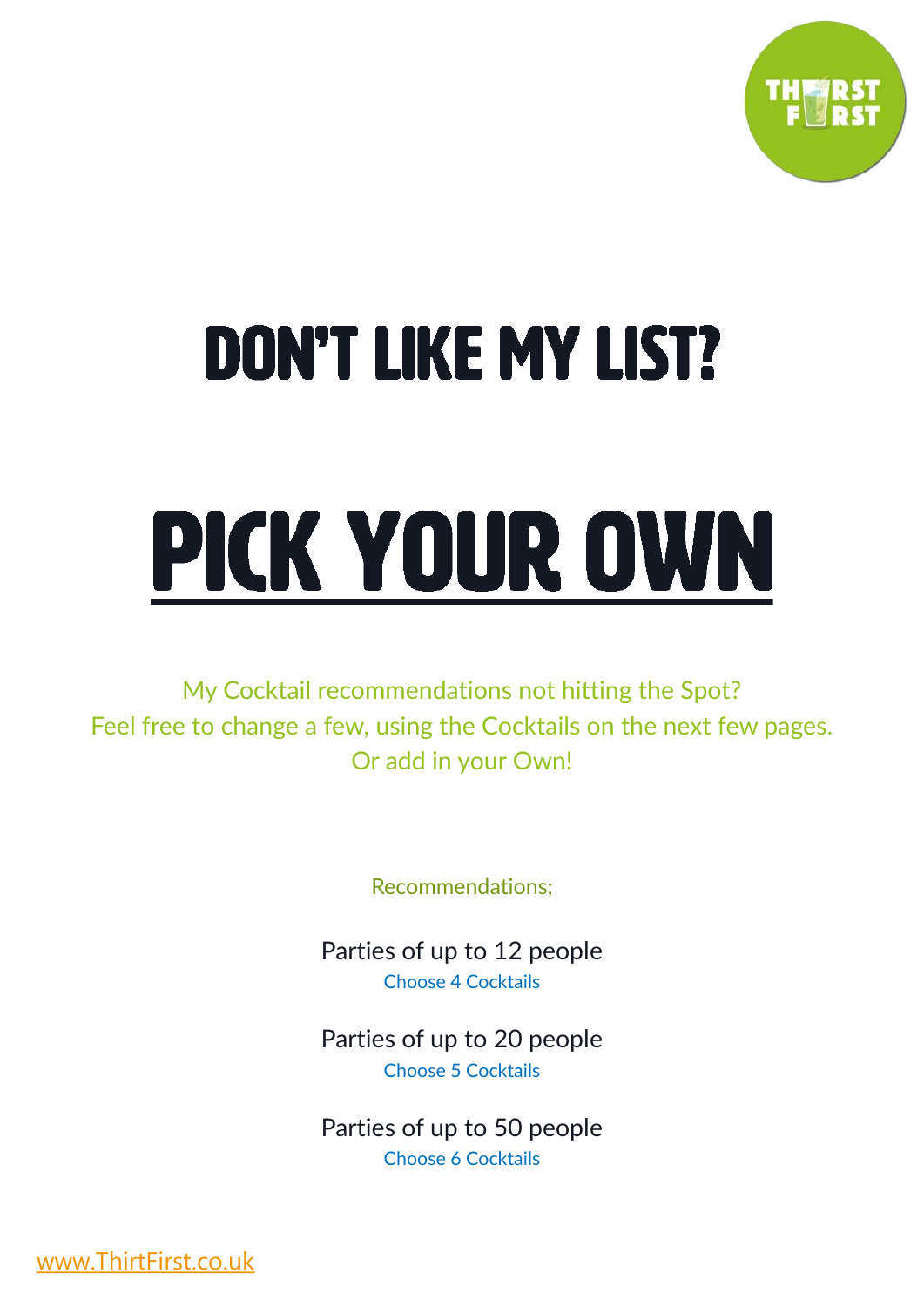# DON'T LIKE MY LIST?

# PICK YOUR OWN

My Cocktail recommendations not hitting the Spot?
Feel free to change a few, using the Cocktails on the next few pages.
Or add in your Own!

Recommendations;

Parties of up to 12 people
Choose 4 Cocktails

Parties of up to 20 people
Choose 5 Cocktails

Parties of up to 50 people
Choose 6 Cocktails

www.ThirtFirst.co.uk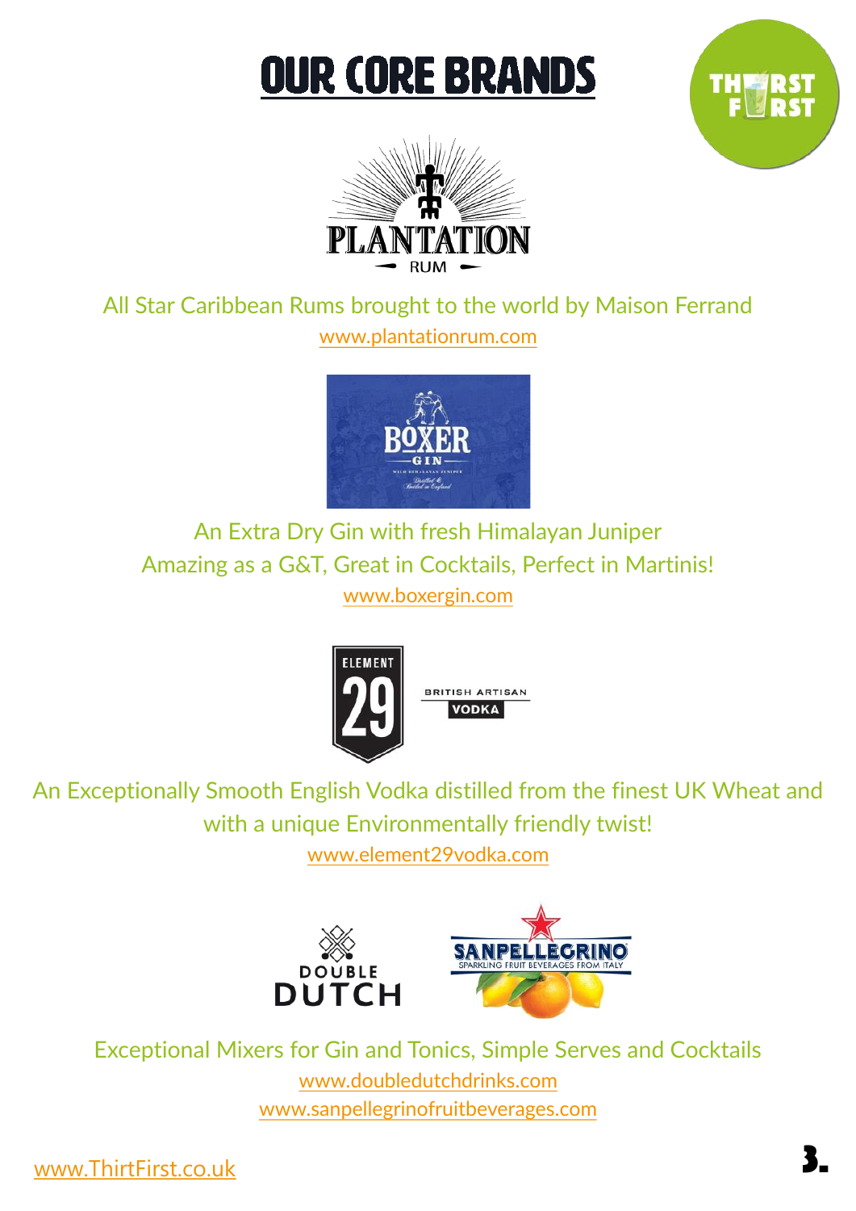# OUR CORE BRANDS

PLANTATION RUM

All Star Caribbean Rums brought to the world by Maison Ferrand

www.plantationrum.com

BOXER GIN

An Extra Dry Gin with fresh Himalayan Juniper

Amazing as a G&T, Great in Cocktails, Perfect in Martinis!

www.boxergin.com

ELEMENT 29 BRITISH ARTISAN VODKA

An Exceptionally Smooth English Vodka distilled from the finest UK Wheat and with a unique Environmentally friendly twist!

www.element29vodka.com

DOUBLE DUTCH

SANPELLEGRINO SPARKLING FRUIT BEVERAGES FROM ITALY

Exceptional Mixers for Gin and Tonics, Simple Serves and Cocktails

www.doubledutchdrinks.com

www.sanpellegrinofruitbeverages.com

www.ThirtFirst.co.uk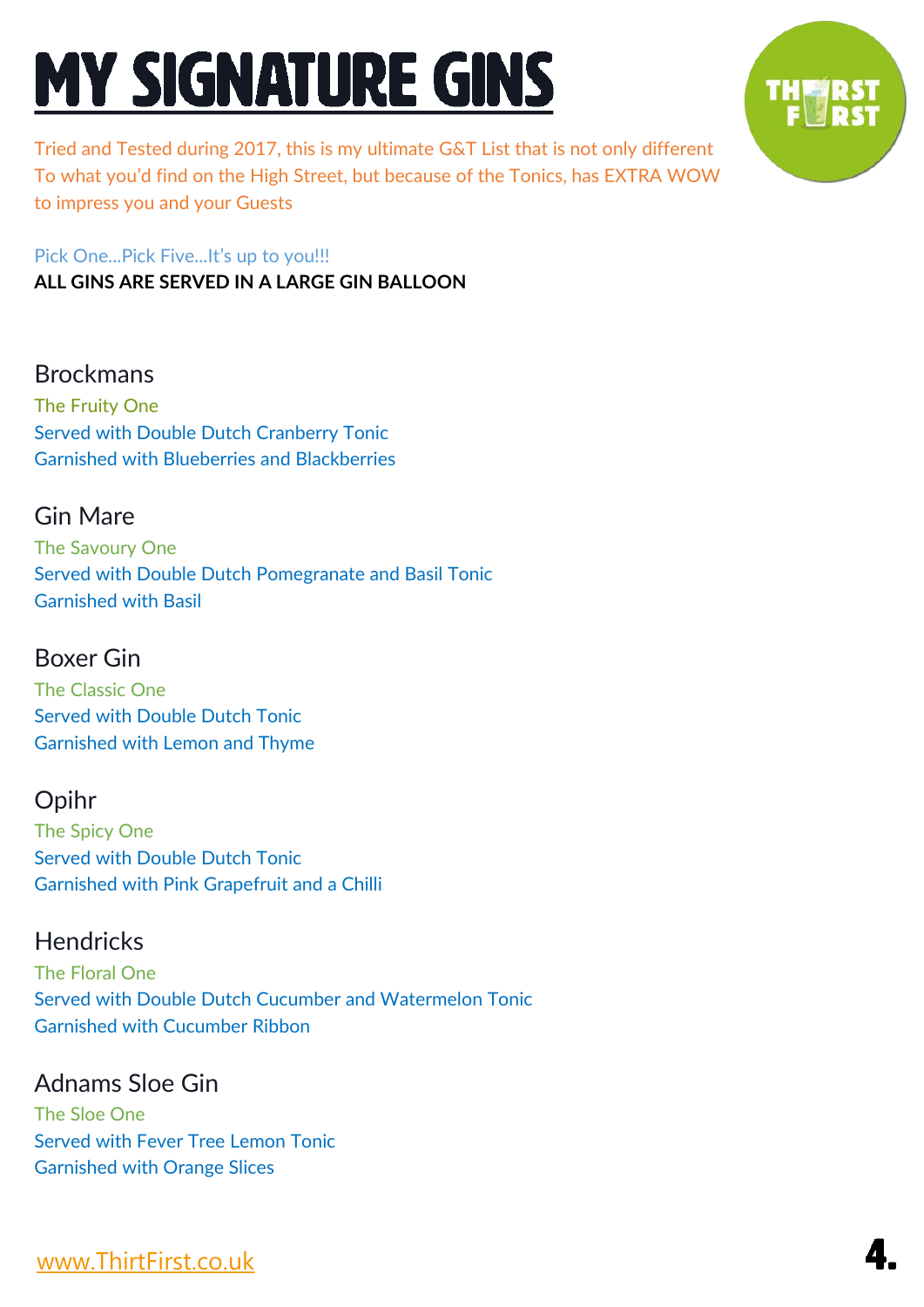# MY SIGNATURE GINS

Tried and Tested during 2017, this is my ultimate G&T List that is not only different To what you'd find on the High Street, but because of the Tonics, has EXTRA WOW to impress you and your Guests

Pick One...Pick Five...It's up to you!!!

**ALL GINS ARE SERVED IN A LARGE GIN BALLOON**

## Brockmans

The Fruity One
Served with Double Dutch Cranberry Tonic
Garnished with Blueberries and Blackberries

## Gin Mare

The Savoury One
Served with Double Dutch Pomegranate and Basil Tonic
Garnished with Basil

## Boxer Gin

The Classic One
Served with Double Dutch Tonic
Garnished with Lemon and Thyme

## Opihr

The Spicy One
Served with Double Dutch Tonic
Garnished with Pink Grapefruit and a Chilli

## Hendricks

The Floral One
Served with Double Dutch Cucumber and Watermelon Tonic
Garnished with Cucumber Ribbon

## Adnams Sloe Gin

The Sloe One
Served with Fever Tree Lemon Tonic
Garnished with Orange Slices

www.ThirtFirst.co.uk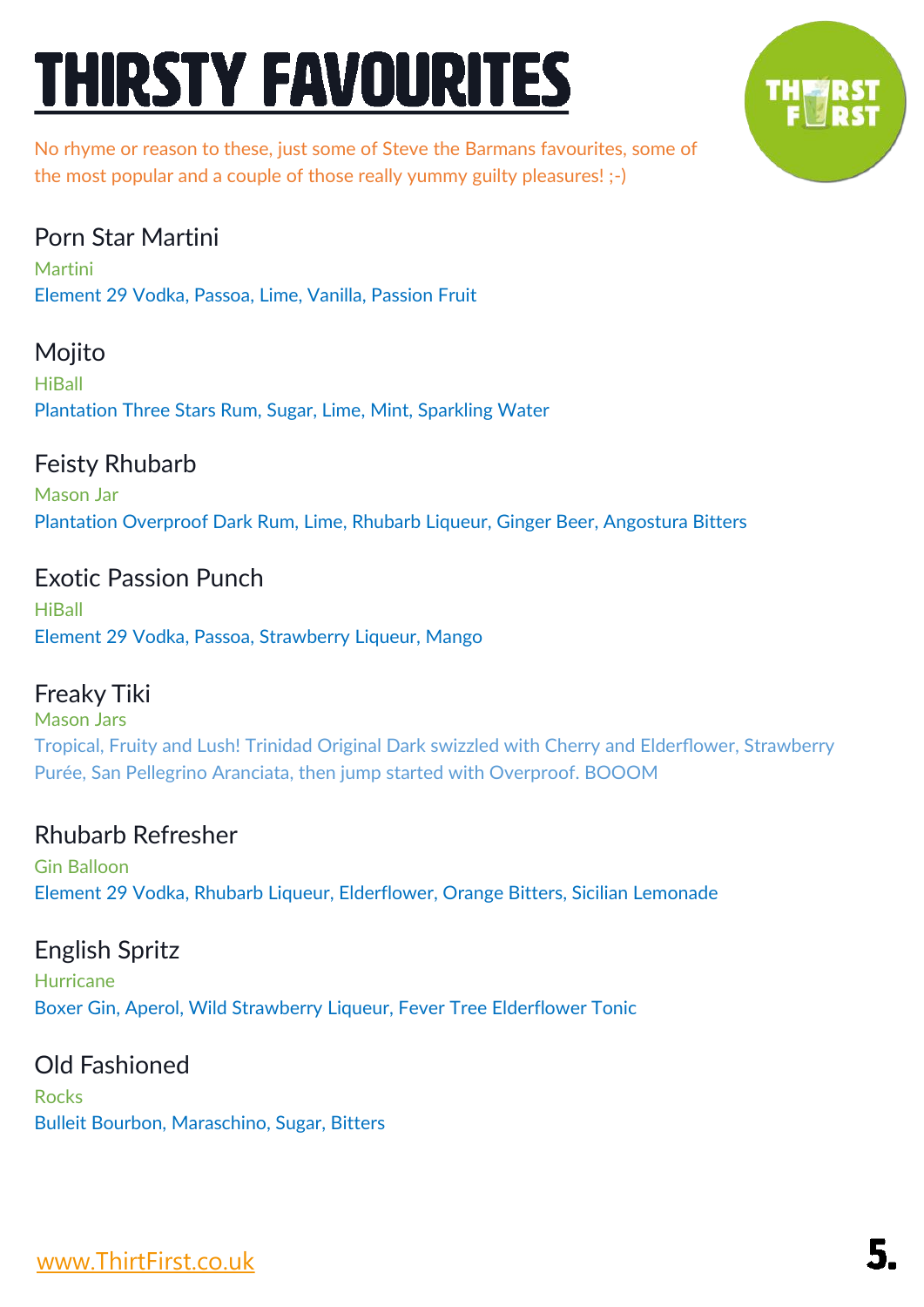# THIRSTY FAVOURITES

No rhyme or reason to these, just some of Steve the Barmans favourites, some of the most popular and a couple of those really yummy guilty pleasures! ;-)

## Porn Star Martini

Martini

Element 29 Vodka, Passoa, Lime, Vanilla, Passion Fruit

## Mojito

HiBall

Plantation Three Stars Rum, Sugar, Lime, Mint, Sparkling Water

## Feisty Rhubarb

Mason Jar

Plantation Overproof Dark Rum, Lime, Rhubarb Liqueur, Ginger Beer, Angostura Bitters

## Exotic Passion Punch

HiBall

Element 29 Vodka, Passoa, Strawberry Liqueur, Mango

## Freaky Tiki

Mason Jars

Tropical, Fruity and Lush! Trinidad Original Dark swizzled with Cherry and Elderflower, Strawberry Purée, San Pellegrino Aranciata, then jump started with Overproof. BOOOM

## Rhubarb Refresher

Gin Balloon

Element 29 Vodka, Rhubarb Liqueur, Elderflower, Orange Bitters, Sicilian Lemonade

## English Spritz

Hurricane

Boxer Gin, Aperol, Wild Strawberry Liqueur, Fever Tree Elderflower Tonic

## Old Fashioned

Rocks

Bulleit Bourbon, Maraschino, Sugar, Bitters

www.ThirtFirst.co.uk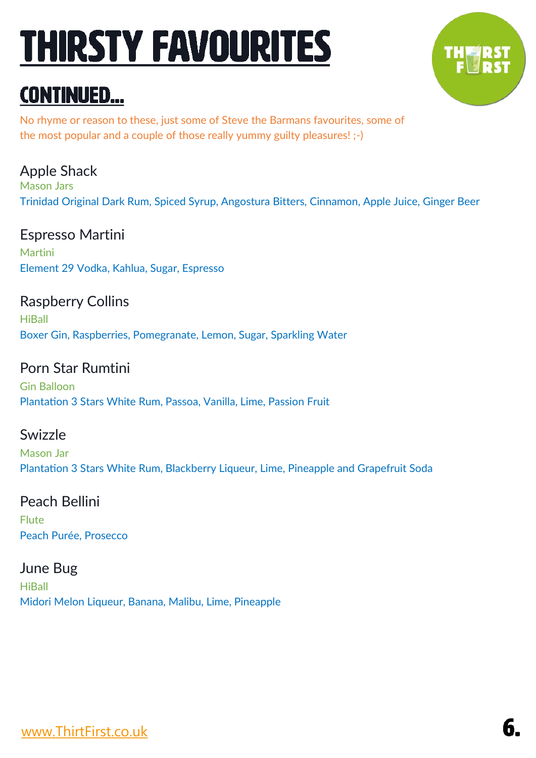# THIRSTY FAVOURITES

## CONTINUED...

No rhyme or reason to these, just some of Steve the Barmans favourites, some of the most popular and a couple of those really yummy guilty pleasures! ;-)

### Apple Shack
Mason Jars
Trinidad Original Dark Rum, Spiced Syrup, Angostura Bitters, Cinnamon, Apple Juice, Ginger Beer

### Espresso Martini
Martini
Element 29 Vodka, Kahlua, Sugar, Espresso

### Raspberry Collins
HiBall
Boxer Gin, Raspberries, Pomegranate, Lemon, Sugar, Sparkling Water

### Porn Star Rumtini
Gin Balloon
Plantation 3 Stars White Rum, Passoa, Vanilla, Lime, Passion Fruit

### Swizzle
Mason Jar
Plantation 3 Stars White Rum, Blackberry Liqueur, Lime, Pineapple and Grapefruit Soda

### Peach Bellini
Flute
Peach Purée, Prosecco

### June Bug
HiBall
Midori Melon Liqueur, Banana, Malibu, Lime, Pineapple

www.ThirtFirst.co.uk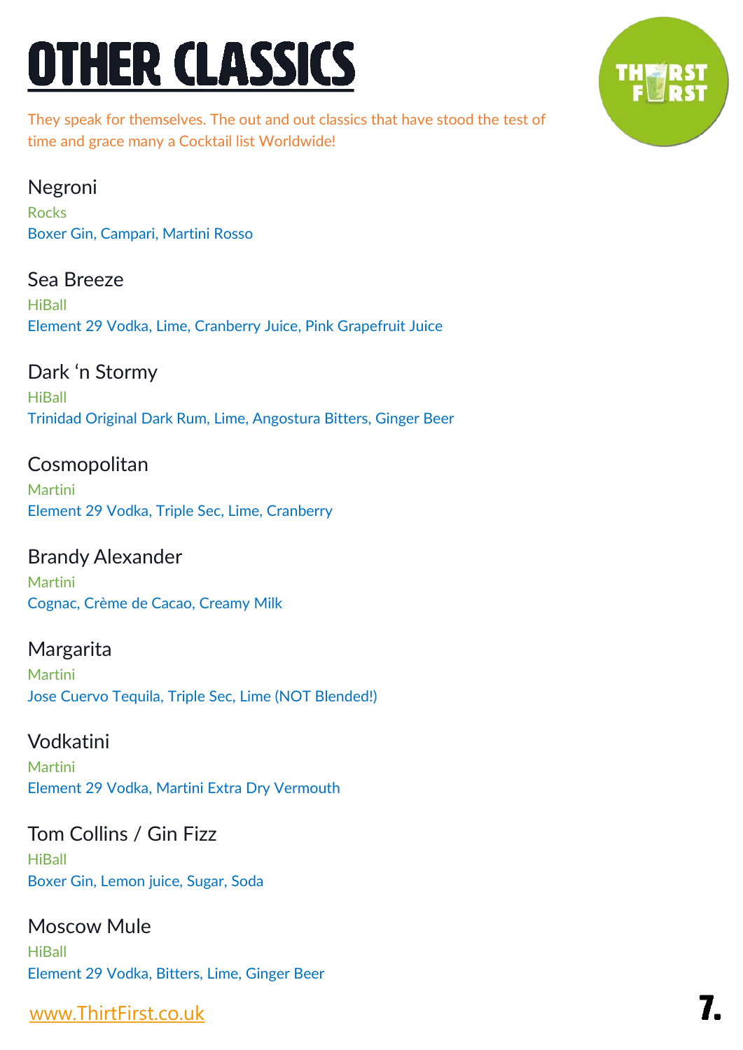# OTHER CLASSICS

They speak for themselves. The out and out classics that have stood the test of time and grace many a Cocktail list Worldwide!

### Negroni
Rocks
Boxer Gin, Campari, Martini Rosso

### Sea Breeze
HiBall
Element 29 Vodka, Lime, Cranberry Juice, Pink Grapefruit Juice

### Dark 'n Stormy
HiBall
Trinidad Original Dark Rum, Lime, Angostura Bitters, Ginger Beer

### Cosmopolitan
Martini
Element 29 Vodka, Triple Sec, Lime, Cranberry

### Brandy Alexander
Martini
Cognac, Crème de Cacao, Creamy Milk

### Margarita
Martini
Jose Cuervo Tequila, Triple Sec, Lime (NOT Blended!)

### Vodkatini
Martini
Element 29 Vodka, Martini Extra Dry Vermouth

### Tom Collins / Gin Fizz
HiBall
Boxer Gin, Lemon juice, Sugar, Soda

### Moscow Mule
HiBall
Element 29 Vodka, Bitters, Lime, Ginger Beer

www.ThirtFirst.co.uk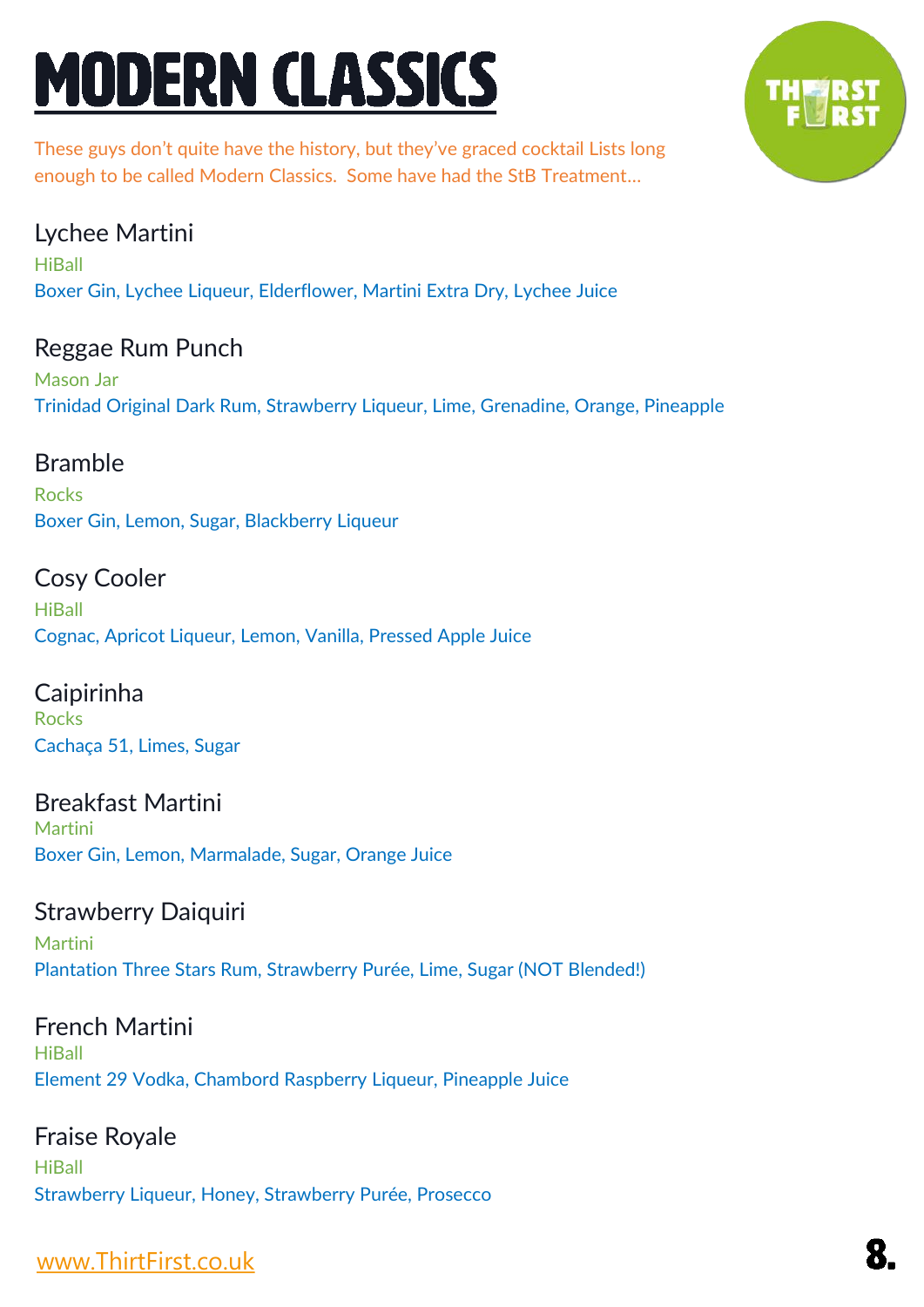# MODERN CLASSICS

These guys don't quite have the history, but they've graced cocktail Lists long enough to be called Modern Classics.  Some have had the StB Treatment…

### Lychee Martini
HiBall
Boxer Gin, Lychee Liqueur, Elderflower, Martini Extra Dry, Lychee Juice

### Reggae Rum Punch
Mason Jar
Trinidad Original Dark Rum, Strawberry Liqueur, Lime, Grenadine, Orange, Pineapple

### Bramble
Rocks
Boxer Gin, Lemon, Sugar, Blackberry Liqueur

### Cosy Cooler
HiBall
Cognac, Apricot Liqueur, Lemon, Vanilla, Pressed Apple Juice

### Caipirinha
Rocks
Cachaça 51, Limes, Sugar

### Breakfast Martini
Martini
Boxer Gin, Lemon, Marmalade, Sugar, Orange Juice

### Strawberry Daiquiri
Martini
Plantation Three Stars Rum, Strawberry Purée, Lime, Sugar (NOT Blended!)

### French Martini
HiBall
Element 29 Vodka, Chambord Raspberry Liqueur, Pineapple Juice

### Fraise Royale
HiBall
Strawberry Liqueur, Honey, Strawberry Purée, Prosecco

www.ThirtFirst.co.uk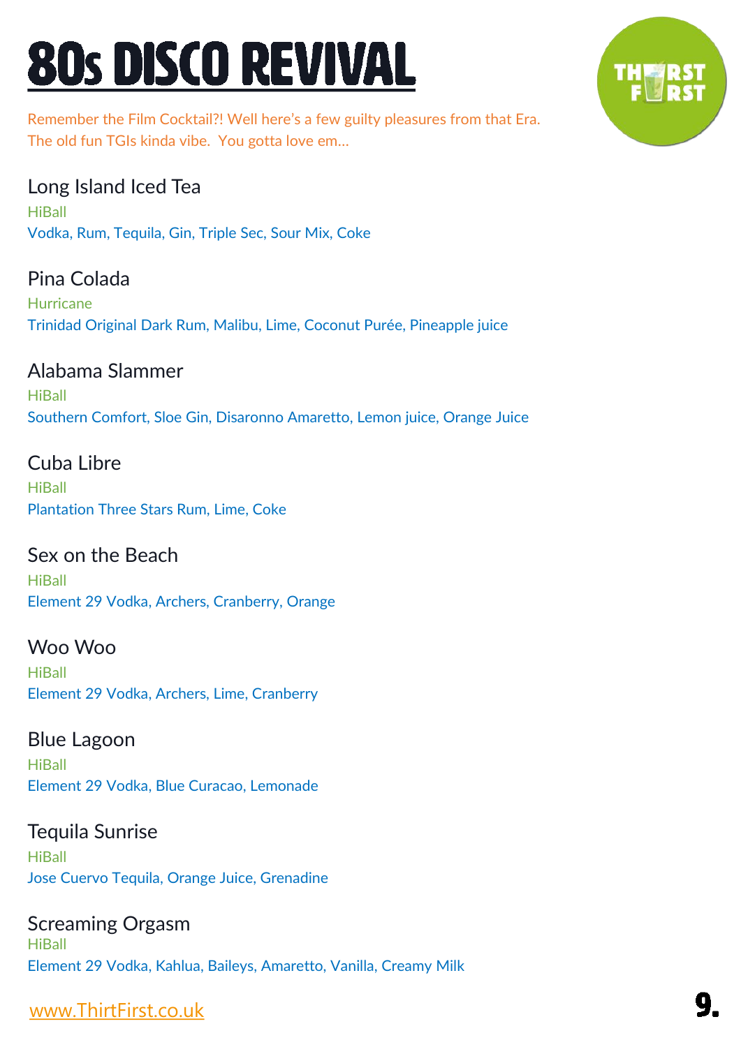# 80s DISCO REVIVAL

Remember the Film Cocktail?! Well here's a few guilty pleasures from that Era. The old fun TGIs kinda vibe. You gotta love em...

### Long Island Iced Tea
HiBall
Vodka, Rum, Tequila, Gin, Triple Sec, Sour Mix, Coke

### Pina Colada
Hurricane
Trinidad Original Dark Rum, Malibu, Lime, Coconut Purée, Pineapple juice

### Alabama Slammer
HiBall
Southern Comfort, Sloe Gin, Disaronno Amaretto, Lemon juice, Orange Juice

### Cuba Libre
HiBall
Plantation Three Stars Rum, Lime, Coke

### Sex on the Beach
HiBall
Element 29 Vodka, Archers, Cranberry, Orange

### Woo Woo
HiBall
Element 29 Vodka, Archers, Lime, Cranberry

### Blue Lagoon
HiBall
Element 29 Vodka, Blue Curacao, Lemonade

### Tequila Sunrise
HiBall
Jose Cuervo Tequila, Orange Juice, Grenadine

### Screaming Orgasm
HiBall
Element 29 Vodka, Kahlua, Baileys, Amaretto, Vanilla, Creamy Milk

www.ThirtFirst.co.uk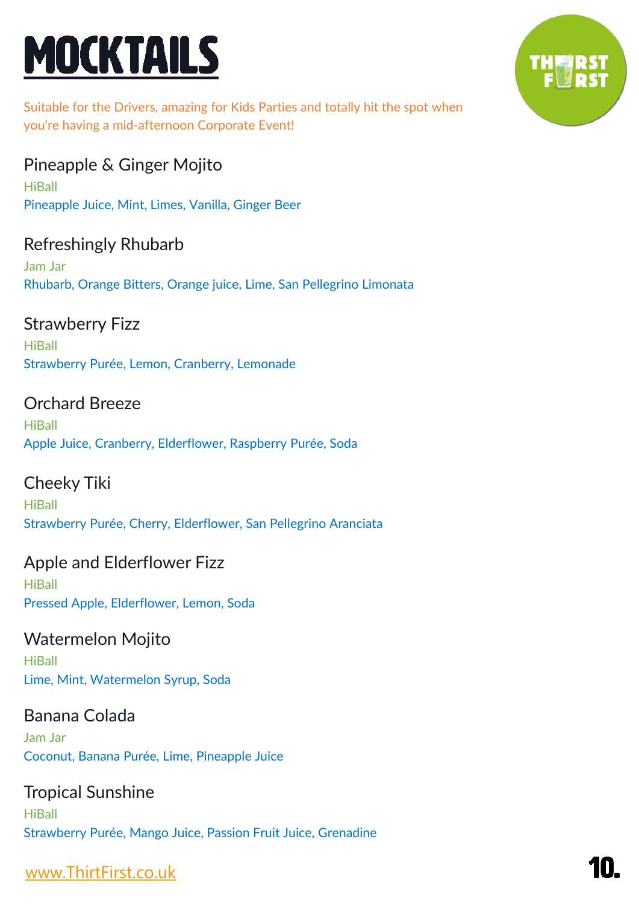# MOCKTAILS

Suitable for the Drivers, amazing for Kids Parties and totally hit the spot when you're having a mid-afternoon Corporate Event!

## Pineapple & Ginger Mojito

HiBall

Pineapple Juice, Mint, Limes, Vanilla, Ginger Beer

## Refreshingly Rhubarb

Jam Jar

Rhubarb, Orange Bitters, Orange juice, Lime, San Pellegrino Limonata

## Strawberry Fizz

HiBall

Strawberry Purée, Lemon, Cranberry, Lemonade

## Orchard Breeze

HiBall

Apple Juice, Cranberry, Elderflower, Raspberry Purée, Soda

## Cheeky Tiki

HiBall

Strawberry Purée, Cherry, Elderflower, San Pellegrino Aranciata

## Apple and Elderflower Fizz

HiBall

Pressed Apple, Elderflower, Lemon, Soda

## Watermelon Mojito

HiBall

Lime, Mint, Watermelon Syrup, Soda

## Banana Colada

Jam Jar

Coconut, Banana Purée, Lime, Pineapple Juice

## Tropical Sunshine

HiBall

Strawberry Purée, Mango Juice, Passion Fruit Juice, Grenadine

www.ThirtFirst.co.uk